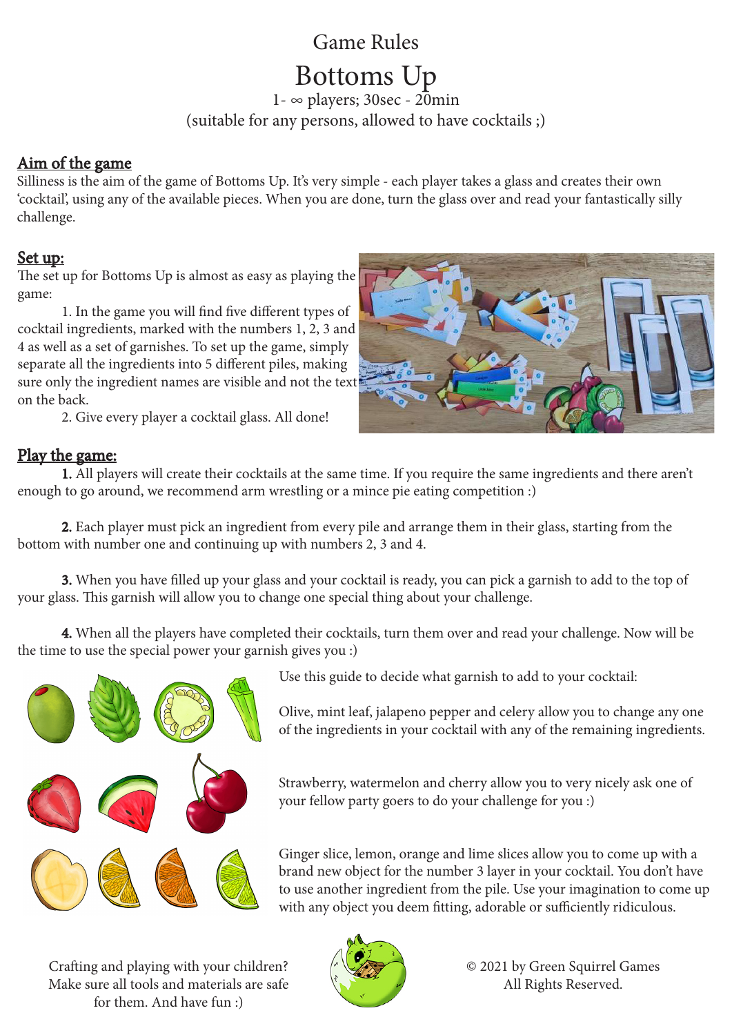# Game Rules

# Bottoms Up

1- ∞ players; 30sec - 20min
(suitable for any persons, allowed to have cocktails ;)

## Aim of the game

Silliness is the aim of the game of Bottoms Up. It's very simple - each player takes a glass and creates their own 'cocktail', using any of the available pieces. When you are done, turn the glass over and read your fantastically silly challenge.

## Set up:

The set up for Bottoms Up is almost as easy as playing the game:

1. In the game you will find five different types of cocktail ingredients, marked with the numbers 1, 2, 3 and 4 as well as a set of garnishes. To set up the game, simply separate all the ingredients into 5 different piles, making sure only the ingredient names are visible and not the text on the back.

2. Give every player a cocktail glass. All done!

## Play the game:

**1.** All players will create their cocktails at the same time. If you require the same ingredients and there aren't enough to go around, we recommend arm wrestling or a mince pie eating competition :)

**2.** Each player must pick an ingredient from every pile and arrange them in their glass, starting from the bottom with number one and continuing up with numbers 2, 3 and 4.

**3.** When you have filled up your glass and your cocktail is ready, you can pick a garnish to add to the top of your glass. This garnish will allow you to change one special thing about your challenge.

**4.** When all the players have completed their cocktails, turn them over and read your challenge. Now will be the time to use the special power your garnish gives you :)

Use this guide to decide what garnish to add to your cocktail:

Olive, mint leaf, jalapeno pepper and celery allow you to change any one of the ingredients in your cocktail with any of the remaining ingredients.

Strawberry, watermelon and cherry allow you to very nicely ask one of your fellow party goers to do your challenge for you :)

Ginger slice, lemon, orange and lime slices allow you to come up with a brand new object for the number 3 layer in your cocktail. You don't have to use another ingredient from the pile. Use your imagination to come up with any object you deem fitting, adorable or sufficiently ridiculous.

Crafting and playing with your children? Make sure all tools and materials are safe for them. And have fun :)

© 2021 by Green Squirrel Games
All Rights Reserved.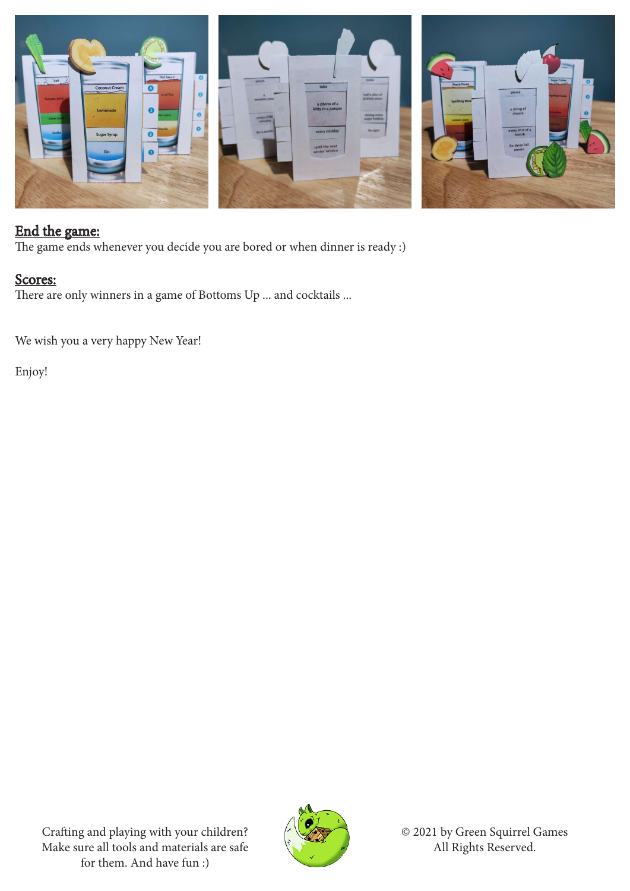## End the game:

The game ends whenever you decide you are bored or when dinner is ready :)

## Scores:

There are only winners in a game of Bottoms Up ... and cocktails ...

We wish you a very happy New Year!

Enjoy!

Crafting and playing with your children? Make sure all tools and materials are safe for them. And have fun :)

© 2021 by Green Squirrel Games
All Rights Reserved.